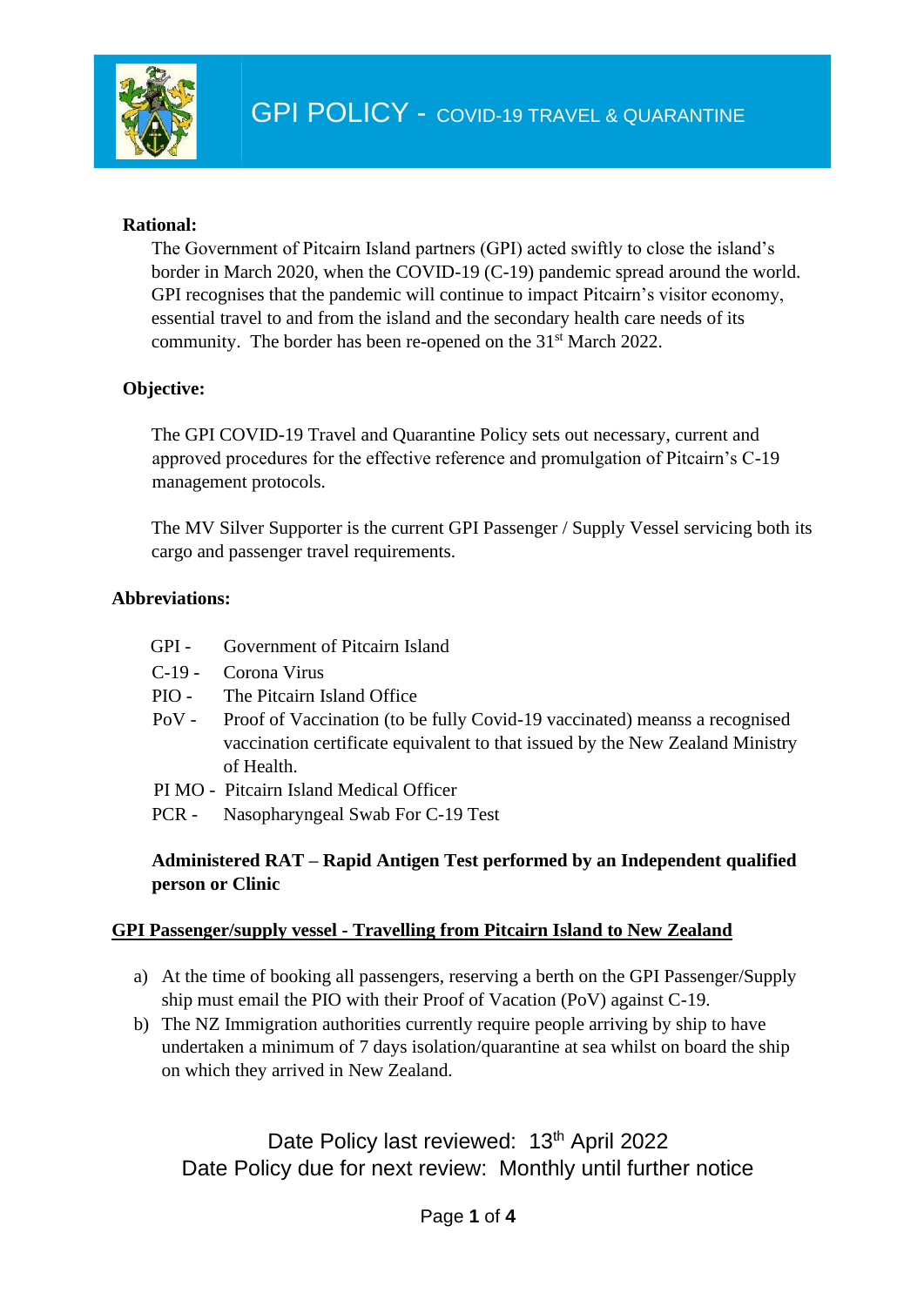# GPI POLICY - COVID-19 TRAVEL & QUARANTINE

**Rational:**

The Government of Pitcairn Island partners (GPI) acted swiftly to close the island's border in March 2020, when the COVID-19 (C-19) pandemic spread around the world. GPI recognises that the pandemic will continue to impact Pitcairn's visitor economy, essential travel to and from the island and the secondary health care needs of its community. The border has been re-opened on the 31st March 2022.

**Objective:**

The GPI COVID-19 Travel and Quarantine Policy sets out necessary, current and approved procedures for the effective reference and promulgation of Pitcairn's C-19 management protocols.

The MV Silver Supporter is the current GPI Passenger / Supply Vessel servicing both its cargo and passenger travel requirements.

**Abbreviations:**

- GPI - Government of Pitcairn Island
- C-19 - Corona Virus
- PIO - The Pitcairn Island Office
- PoV - Proof of Vaccination (to be fully Covid-19 vaccinated) meanss a recognised vaccination certificate equivalent to that issued by the New Zealand Ministry of Health.
- PI MO - Pitcairn Island Medical Officer
- PCR - Nasopharyngeal Swab For C-19 Test

**Administered RAT – Rapid Antigen Test performed by an Independent qualified person or Clinic**

**GPI Passenger/supply vessel - Travelling from Pitcairn Island to New Zealand**

a) At the time of booking all passengers, reserving a berth on the GPI Passenger/Supply ship must email the PIO with their Proof of Vacation (PoV) against C-19.

b) The NZ Immigration authorities currently require people arriving by ship to have undertaken a minimum of 7 days isolation/quarantine at sea whilst on board the ship on which they arrived in New Zealand.

Date Policy last reviewed: 13th April 2022
Date Policy due for next review: Monthly until further notice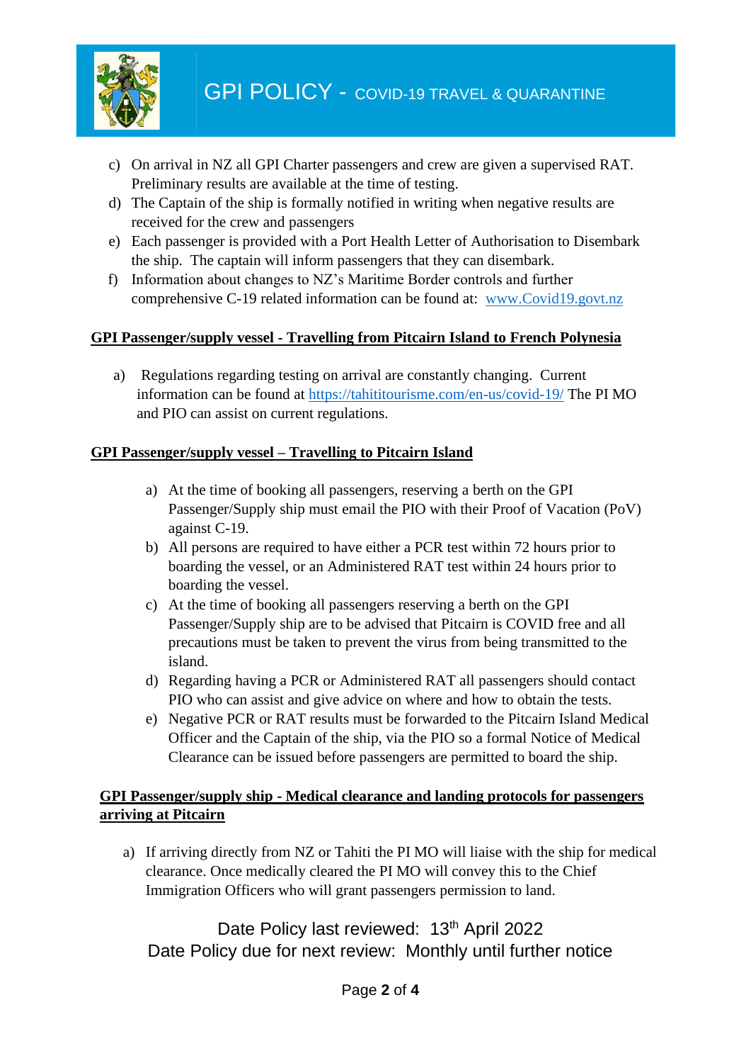c) On arrival in NZ all GPI Charter passengers and crew are given a supervised RAT. Preliminary results are available at the time of testing.
d) The Captain of the ship is formally notified in writing when negative results are received for the crew and passengers
e) Each passenger is provided with a Port Health Letter of Authorisation to Disembark the ship. The captain will inform passengers that they can disembark.
f) Information about changes to NZ's Maritime Border controls and further comprehensive C-19 related information can be found at: www.Covid19.govt.nz

**GPI Passenger/supply vessel - Travelling from Pitcairn Island to French Polynesia**

a) Regulations regarding testing on arrival are constantly changing. Current information can be found at https://tahititourisme.com/en-us/covid-19/ The PI MO and PIO can assist on current regulations.

**GPI Passenger/supply vessel – Travelling to Pitcairn Island**

a) At the time of booking all passengers, reserving a berth on the GPI Passenger/Supply ship must email the PIO with their Proof of Vacation (PoV) against C-19.
b) All persons are required to have either a PCR test within 72 hours prior to boarding the vessel, or an Administered RAT test within 24 hours prior to boarding the vessel.
c) At the time of booking all passengers reserving a berth on the GPI Passenger/Supply ship are to be advised that Pitcairn is COVID free and all precautions must be taken to prevent the virus from being transmitted to the island.
d) Regarding having a PCR or Administered RAT all passengers should contact PIO who can assist and give advice on where and how to obtain the tests.
e) Negative PCR or RAT results must be forwarded to the Pitcairn Island Medical Officer and the Captain of the ship, via the PIO so a formal Notice of Medical Clearance can be issued before passengers are permitted to board the ship.

**GPI Passenger/supply ship - Medical clearance and landing protocols for passengers arriving at Pitcairn**

a) If arriving directly from NZ or Tahiti the PI MO will liaise with the ship for medical clearance. Once medically cleared the PI MO will convey this to the Chief Immigration Officers who will grant passengers permission to land.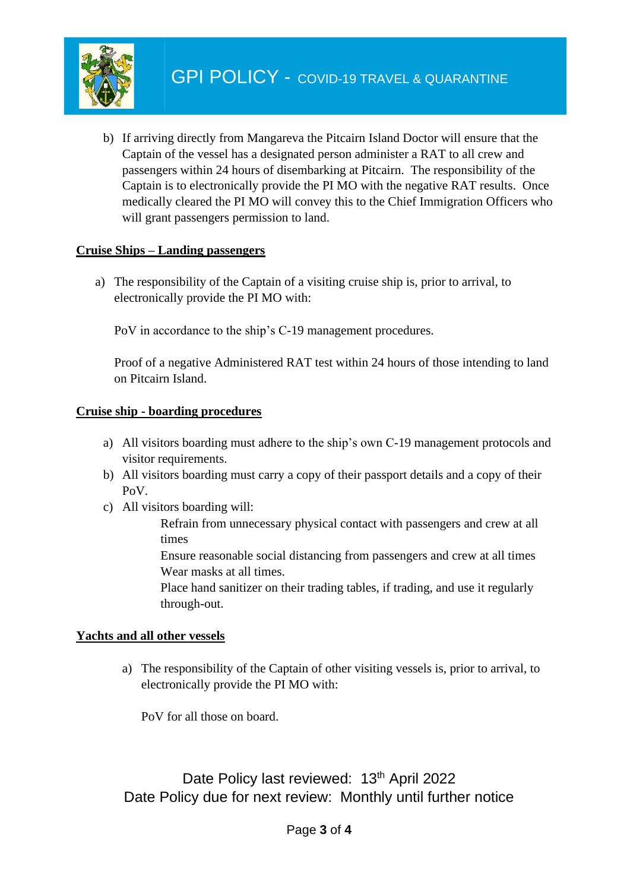b) If arriving directly from Mangareva the Pitcairn Island Doctor will ensure that the Captain of the vessel has a designated person administer a RAT to all crew and passengers within 24 hours of disembarking at Pitcairn. The responsibility of the Captain is to electronically provide the PI MO with the negative RAT results. Once medically cleared the PI MO will convey this to the Chief Immigration Officers who will grant passengers permission to land.

**Cruise Ships – Landing passengers**

a) The responsibility of the Captain of a visiting cruise ship is, prior to arrival, to electronically provide the PI MO with:

   PoV in accordance to the ship's C-19 management procedures.

   Proof of a negative Administered RAT test within 24 hours of those intending to land on Pitcairn Island.

**Cruise ship - boarding procedures**

a) All visitors boarding must adhere to the ship's own C-19 management protocols and visitor requirements.
b) All visitors boarding must carry a copy of their passport details and a copy of their PoV.
c) All visitors boarding will:
   - Refrain from unnecessary physical contact with passengers and crew at all times
   - Ensure reasonable social distancing from passengers and crew at all times
   - Wear masks at all times.
   - Place hand sanitizer on their trading tables, if trading, and use it regularly through-out.

**Yachts and all other vessels**

a) The responsibility of the Captain of other visiting vessels is, prior to arrival, to electronically provide the PI MO with:

   PoV for all those on board.

Date Policy last reviewed: 13th April 2022
Date Policy due for next review: Monthly until further notice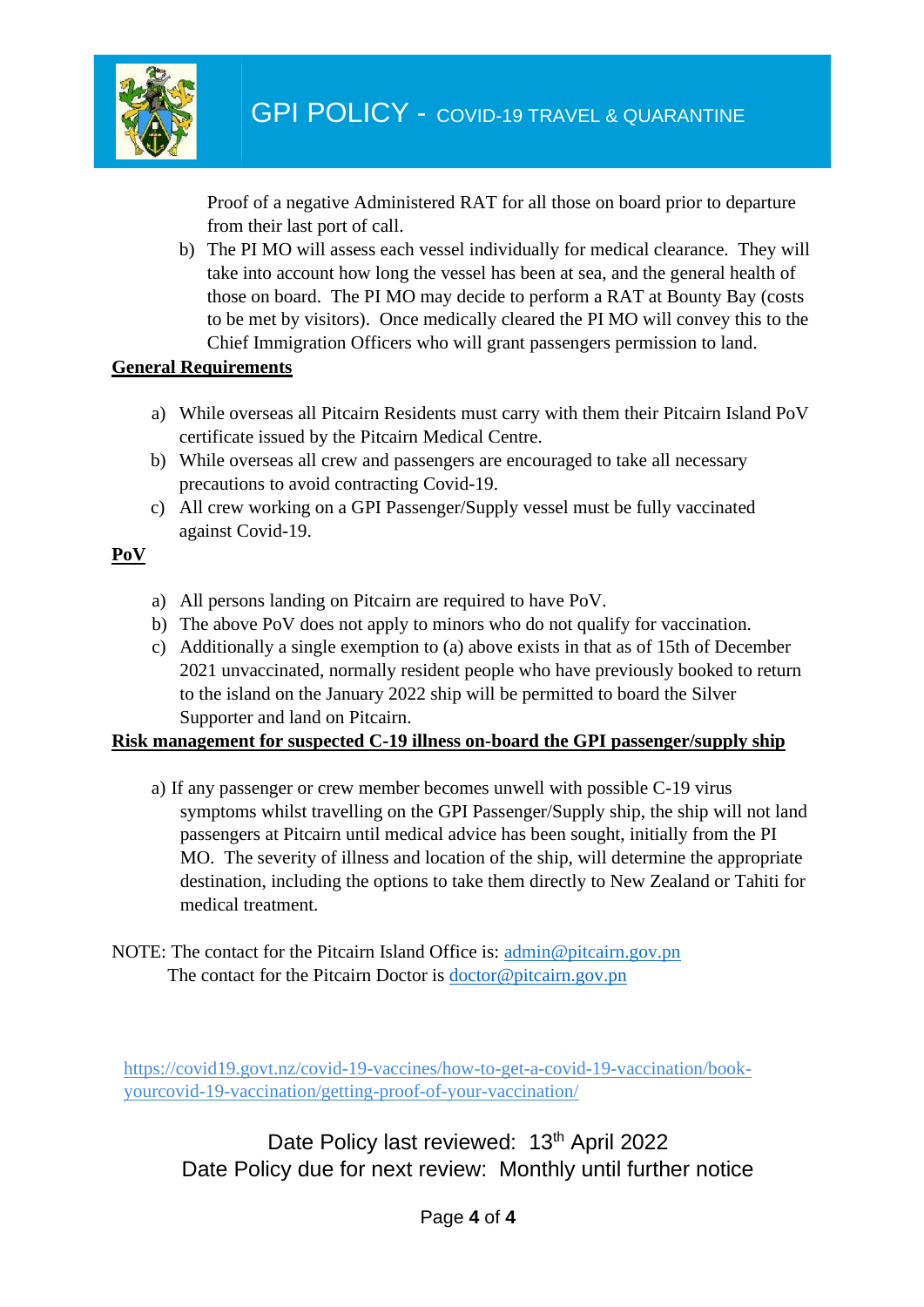Proof of a negative Administered RAT for all those on board prior to departure from their last port of call.

b) The PI MO will assess each vessel individually for medical clearance. They will take into account how long the vessel has been at sea, and the general health of those on board. The PI MO may decide to perform a RAT at Bounty Bay (costs to be met by visitors). Once medically cleared the PI MO will convey this to the Chief Immigration Officers who will grant passengers permission to land.

**General Requirements**

a) While overseas all Pitcairn Residents must carry with them their Pitcairn Island PoV certificate issued by the Pitcairn Medical Centre.
b) While overseas all crew and passengers are encouraged to take all necessary precautions to avoid contracting Covid-19.
c) All crew working on a GPI Passenger/Supply vessel must be fully vaccinated against Covid-19.

**PoV**

a) All persons landing on Pitcairn are required to have PoV.
b) The above PoV does not apply to minors who do not qualify for vaccination.
c) Additionally a single exemption to (a) above exists in that as of 15th of December 2021 unvaccinated, normally resident people who have previously booked to return to the island on the January 2022 ship will be permitted to board the Silver Supporter and land on Pitcairn.

**Risk management for suspected C-19 illness on-board the GPI passenger/supply ship**

a) If any passenger or crew member becomes unwell with possible C-19 virus symptoms whilst travelling on the GPI Passenger/Supply ship, the ship will not land passengers at Pitcairn until medical advice has been sought, initially from the PI MO. The severity of illness and location of the ship, will determine the appropriate destination, including the options to take them directly to New Zealand or Tahiti for medical treatment.

NOTE: The contact for the Pitcairn Island Office is: admin@pitcairn.gov.pn
The contact for the Pitcairn Doctor is doctor@pitcairn.gov.pn

https://covid19.govt.nz/covid-19-vaccines/how-to-get-a-covid-19-vaccination/book-yourcovid-19-vaccination/getting-proof-of-your-vaccination/

Date Policy last reviewed: 13th April 2022
Date Policy due for next review: Monthly until further notice